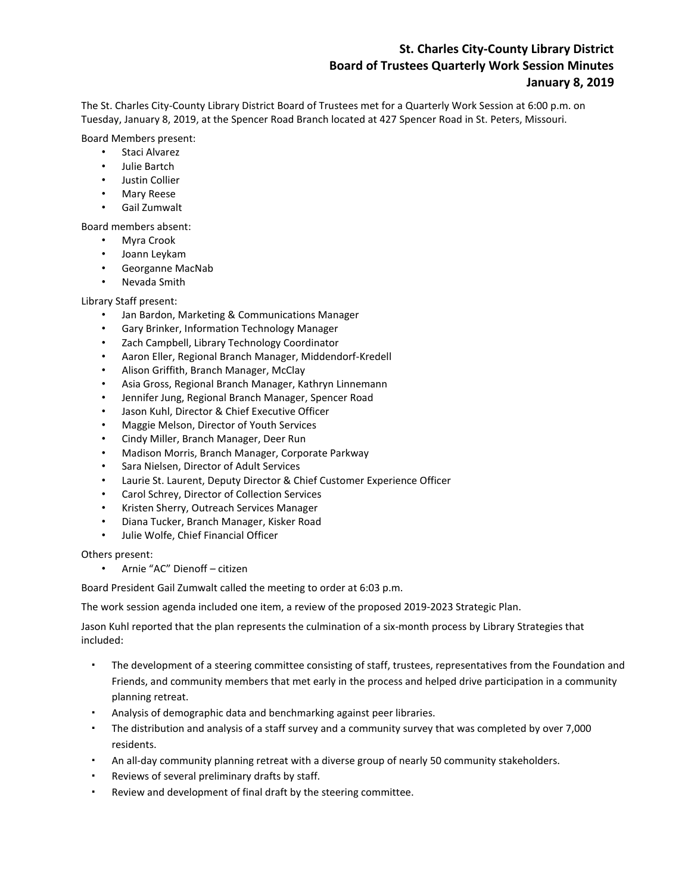# St. Charles City-County Library District
# Board of Trustees Quarterly Work Session Minutes
# January 8, 2019

The St. Charles City-County Library District Board of Trustees met for a Quarterly Work Session at 6:00 p.m. on Tuesday, January 8, 2019, at the Spencer Road Branch located at 427 Spencer Road in St. Peters, Missouri.

Board Members present:

- Staci Alvarez
- Julie Bartch
- Justin Collier
- Mary Reese
- Gail Zumwalt

Board members absent:

- Myra Crook
- Joann Leykam
- Georganne MacNab
- Nevada Smith

Library Staff present:

- Jan Bardon, Marketing & Communications Manager
- Gary Brinker, Information Technology Manager
- Zach Campbell, Library Technology Coordinator
- Aaron Eller, Regional Branch Manager, Middendorf-Kredell
- Alison Griffith, Branch Manager, McClay
- Asia Gross, Regional Branch Manager, Kathryn Linnemann
- Jennifer Jung, Regional Branch Manager, Spencer Road
- Jason Kuhl, Director & Chief Executive Officer
- Maggie Melson, Director of Youth Services
- Cindy Miller, Branch Manager, Deer Run
- Madison Morris, Branch Manager, Corporate Parkway
- Sara Nielsen, Director of Adult Services
- Laurie St. Laurent, Deputy Director & Chief Customer Experience Officer
- Carol Schrey, Director of Collection Services
- Kristen Sherry, Outreach Services Manager
- Diana Tucker, Branch Manager, Kisker Road
- Julie Wolfe, Chief Financial Officer

Others present:

- Arnie "AC" Dienoff – citizen

Board President Gail Zumwalt called the meeting to order at 6:03 p.m.

The work session agenda included one item, a review of the proposed 2019-2023 Strategic Plan.

Jason Kuhl reported that the plan represents the culmination of a six-month process by Library Strategies that included:

- The development of a steering committee consisting of staff, trustees, representatives from the Foundation and Friends, and community members that met early in the process and helped drive participation in a community planning retreat.
- Analysis of demographic data and benchmarking against peer libraries.
- The distribution and analysis of a staff survey and a community survey that was completed by over 7,000 residents.
- An all-day community planning retreat with a diverse group of nearly 50 community stakeholders.
- Reviews of several preliminary drafts by staff.
- Review and development of final draft by the steering committee.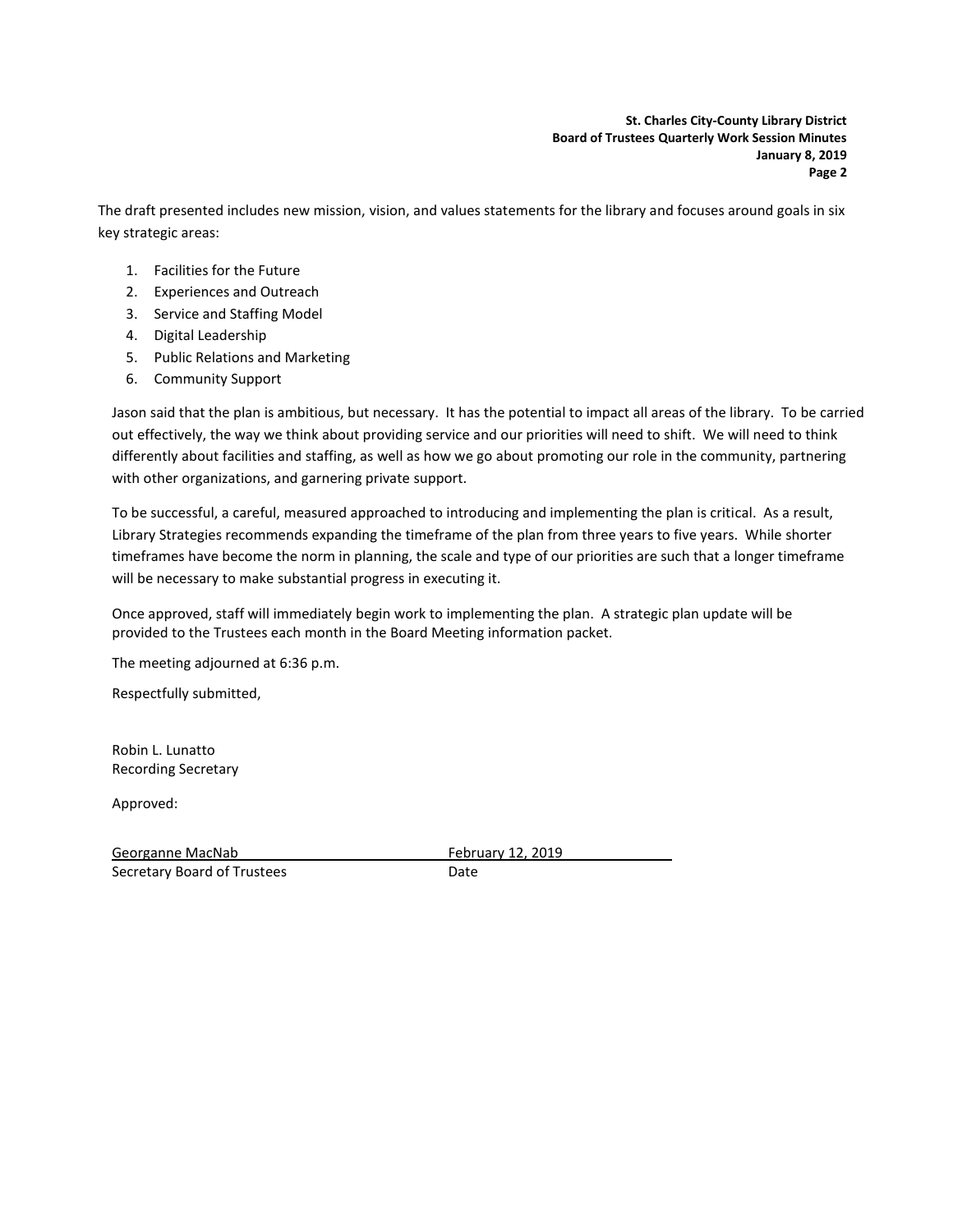The draft presented includes new mission, vision, and values statements for the library and focuses around goals in six key strategic areas:

1. Facilities for the Future
2. Experiences and Outreach
3. Service and Staffing Model
4. Digital Leadership
5. Public Relations and Marketing
6. Community Support

Jason said that the plan is ambitious, but necessary. It has the potential to impact all areas of the library. To be carried out effectively, the way we think about providing service and our priorities will need to shift. We will need to think differently about facilities and staffing, as well as how we go about promoting our role in the community, partnering with other organizations, and garnering private support.

To be successful, a careful, measured approached to introducing and implementing the plan is critical. As a result, Library Strategies recommends expanding the timeframe of the plan from three years to five years. While shorter timeframes have become the norm in planning, the scale and type of our priorities are such that a longer timeframe will be necessary to make substantial progress in executing it.

Once approved, staff will immediately begin work to implementing the plan. A strategic plan update will be provided to the Trustees each month in the Board Meeting information packet.

The meeting adjourned at 6:36 p.m.

Respectfully submitted,

Robin L. Lunatto
Recording Secretary

Approved:

Georganne MacNab
Secretary Board of Trustees

February 12, 2019
Date